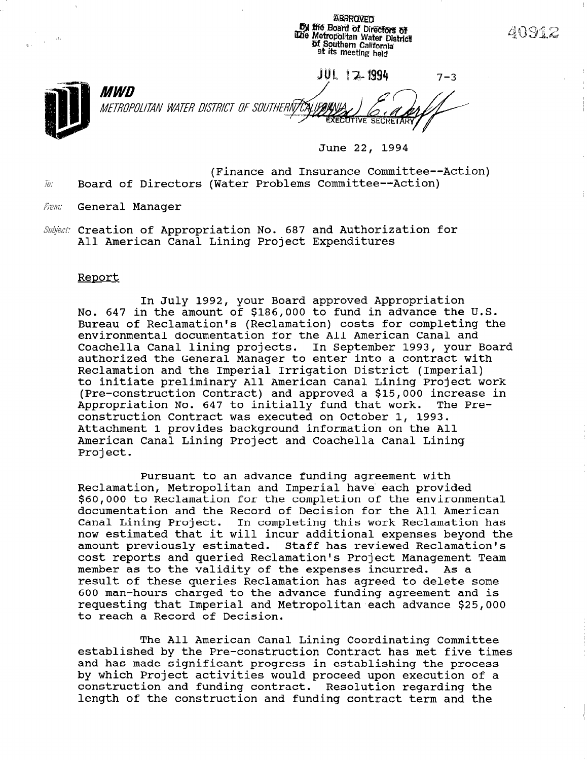APPROVED
by the Board of Directors of
The Metropolitan Water District
of Southern California
at its meeting held

JUL 12 1994

7-3

40912

**MWD**
METROPOLITAN WATER DISTRICT OF SOUTHERN CALIFORNIA

EXECUTIVE SECRETARY

June 22, 1994

To: Board of Directors (Finance and Insurance Committee--Action) (Water Problems Committee--Action)

From: General Manager

Subject: Creation of Appropriation No. 687 and Authorization for All American Canal Lining Project Expenditures

## Report

In July 1992, your Board approved Appropriation No. 647 in the amount of $186,000 to fund in advance the U.S. Bureau of Reclamation's (Reclamation) costs for completing the environmental documentation for the All American Canal and Coachella Canal lining projects. In September 1993, your Board authorized the General Manager to enter into a contract with Reclamation and the Imperial Irrigation District (Imperial) to initiate preliminary All American Canal Lining Project work (Pre-construction Contract) and approved a $15,000 increase in Appropriation No. 647 to initially fund that work. The Pre-construction Contract was executed on October 1, 1993. Attachment 1 provides background information on the All American Canal Lining Project and Coachella Canal Lining Project.

Pursuant to an advance funding agreement with Reclamation, Metropolitan and Imperial have each provided $60,000 to Reclamation for the completion of the environmental documentation and the Record of Decision for the All American Canal Lining Project. In completing this work Reclamation has now estimated that it will incur additional expenses beyond the amount previously estimated. Staff has reviewed Reclamation's cost reports and queried Reclamation's Project Management Team member as to the validity of the expenses incurred. As a result of these queries Reclamation has agreed to delete some 600 man-hours charged to the advance funding agreement and is requesting that Imperial and Metropolitan each advance $25,000 to reach a Record of Decision.

The All American Canal Lining Coordinating Committee established by the Pre-construction Contract has met five times and has made significant progress in establishing the process by which Project activities would proceed upon execution of a construction and funding contract. Resolution regarding the length of the construction and funding contract term and the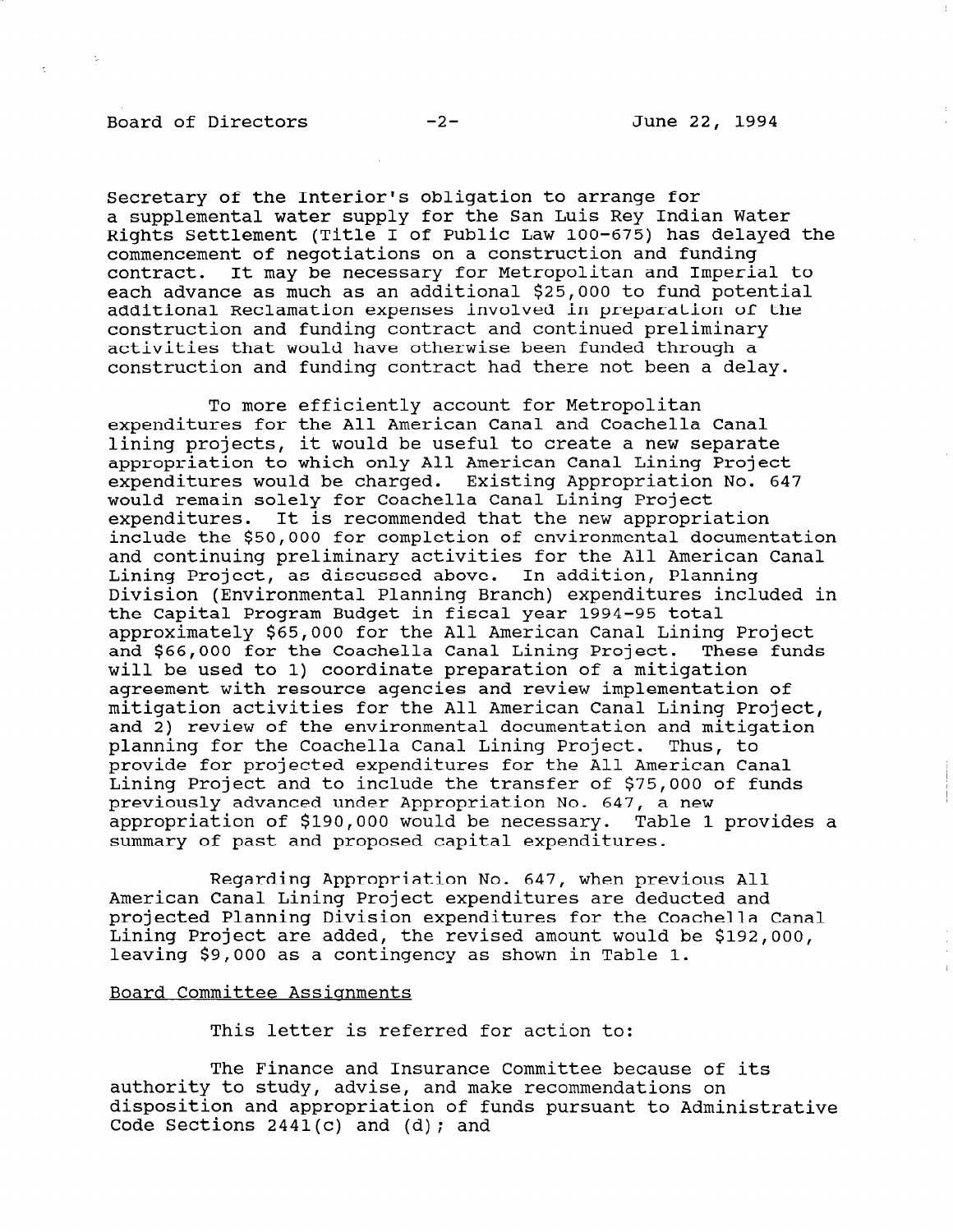Secretary of the Interior's obligation to arrange for a supplemental water supply for the San Luis Rey Indian Water Rights Settlement (Title I of Public Law 100-675) has delayed the commencement of negotiations on a construction and funding contract. It may be necessary for Metropolitan and Imperial to each advance as much as an additional $25,000 to fund potential additional Reclamation expenses involved in preparation of the construction and funding contract and continued preliminary activities that would have otherwise been funded through a construction and funding contract had there not been a delay.

To more efficiently account for Metropolitan expenditures for the All American Canal and Coachella Canal lining projects, it would be useful to create a new separate appropriation to which only All American Canal Lining Project expenditures would be charged. Existing Appropriation No. 647 would remain solely for Coachella Canal Lining Project expenditures. It is recommended that the new appropriation include the $50,000 for completion of environmental documentation and continuing preliminary activities for the All American Canal Lining Project, as discussed above. In addition, Planning Division (Environmental Planning Branch) expenditures included in the Capital Program Budget in fiscal year 1994-95 total approximately $65,000 for the All American Canal Lining Project and $66,000 for the Coachella Canal Lining Project. These funds will be used to 1) coordinate preparation of a mitigation agreement with resource agencies and review implementation of mitigation activities for the All American Canal Lining Project, and 2) review of the environmental documentation and mitigation planning for the Coachella Canal Lining Project. Thus, to provide for projected expenditures for the All American Canal Lining Project and to include the transfer of $75,000 of funds previously advanced under Appropriation No. 647, a new appropriation of $190,000 would be necessary. Table 1 provides a summary of past and proposed capital expenditures.

Regarding Appropriation No. 647, when previous All American Canal Lining Project expenditures are deducted and projected Planning Division expenditures for the Coachella Canal Lining Project are added, the revised amount would be $192,000, leaving $9,000 as a contingency as shown in Table 1.

## Board Committee Assignments

This letter is referred for action to:

The Finance and Insurance Committee because of its authority to study, advise, and make recommendations on disposition and appropriation of funds pursuant to Administrative Code Sections 2441(c) and (d); and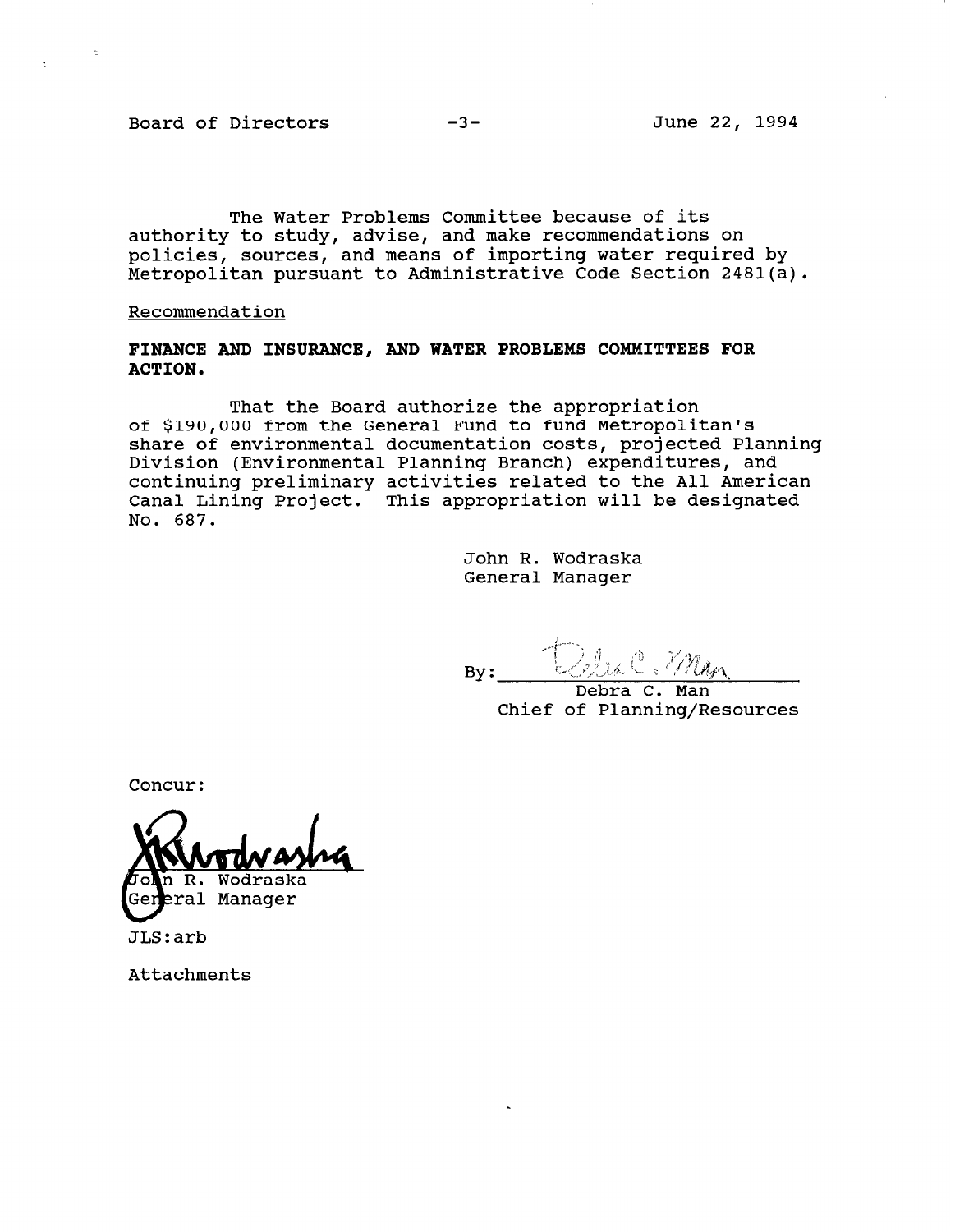The Water Problems Committee because of its authority to study, advise, and make recommendations on policies, sources, and means of importing water required by Metropolitan pursuant to Administrative Code Section 2481(a).

Recommendation

**FINANCE AND INSURANCE, AND WATER PROBLEMS COMMITTEES FOR ACTION.**

That the Board authorize the appropriation of $190,000 from the General Fund to fund Metropolitan's share of environmental documentation costs, projected Planning Division (Environmental Planning Branch) expenditures, and continuing preliminary activities related to the All American Canal Lining Project. This appropriation will be designated No. 687.

John R. Wodraska
General Manager

By: Debra C. Man
Debra C. Man
Chief of Planning/Resources

Concur:

John R. Wodraska
General Manager

JLS:arb

Attachments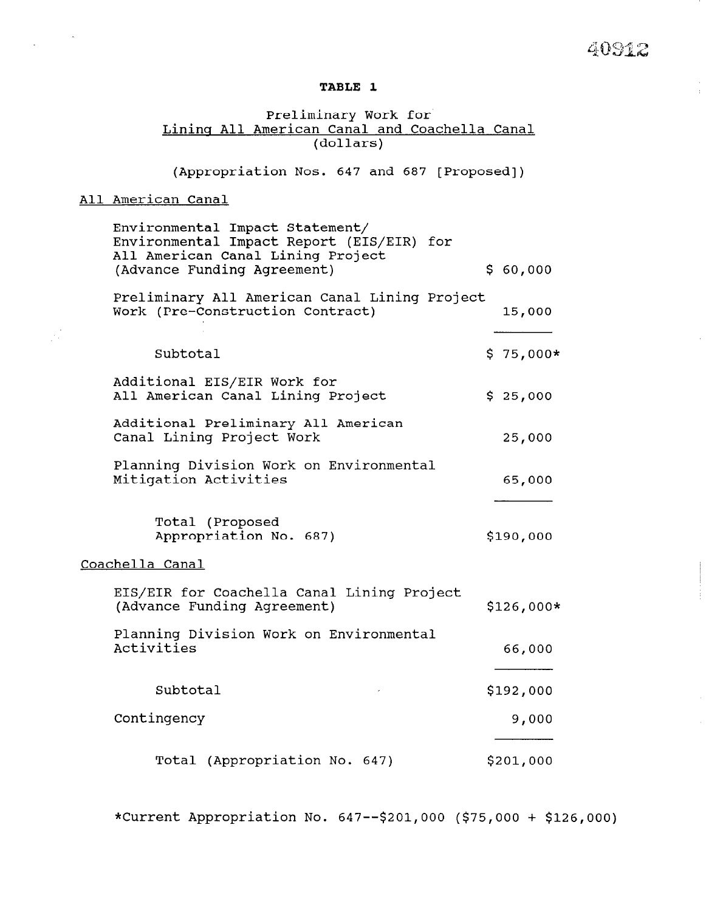**TABLE 1**

Preliminary Work for
Lining All American Canal and Coachella Canal
(dollars)

(Appropriation Nos. 647 and 687 [Proposed])

| Item | Amount |
| --- | --- |
| **All American Canal** | |
| Environmental Impact Statement/ Environmental Impact Report (EIS/EIR) for All American Canal Lining Project (Advance Funding Agreement) | $ 60,000 |
| Preliminary All American Canal Lining Project Work (Pre-Construction Contract) | 15,000 |
| Subtotal | $ 75,000* |
| Additional EIS/EIR Work for All American Canal Lining Project | $ 25,000 |
| Additional Preliminary All American Canal Lining Project Work | 25,000 |
| Planning Division Work on Environmental Mitigation Activities | 65,000 |
| Total (Proposed Appropriation No. 687) | $190,000 |
| **Coachella Canal** | |
| EIS/EIR for Coachella Canal Lining Project (Advance Funding Agreement) | $126,000* |
| Planning Division Work on Environmental Activities | 66,000 |
| Subtotal | $192,000 |
| Contingency | 9,000 |
| Total (Appropriation No. 647) | $201,000 |

*Current Appropriation No. 647--$201,000 ($75,000 + $126,000)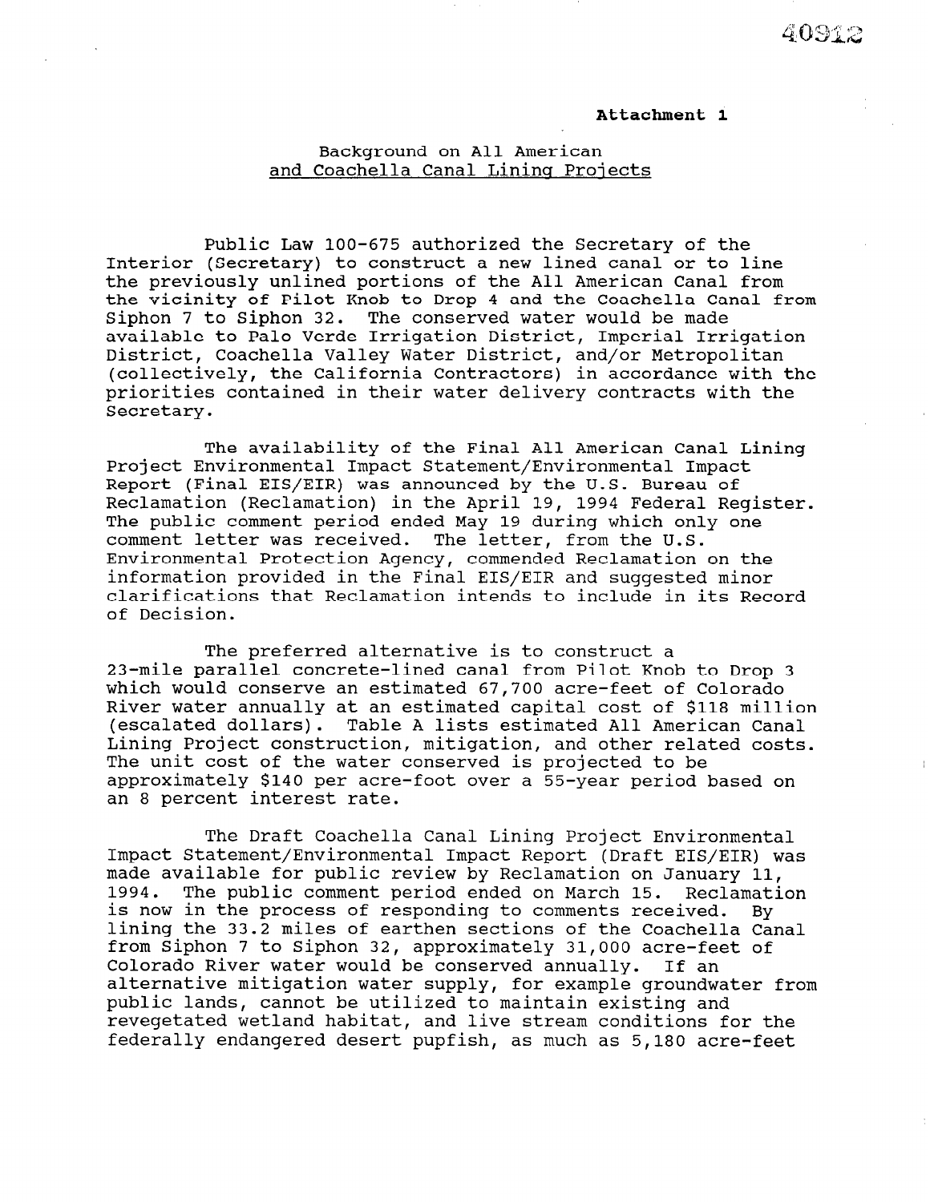**Attachment 1**

## Background on All American and Coachella Canal Lining Projects

Public Law 100-675 authorized the Secretary of the Interior (Secretary) to construct a new lined canal or to line the previously unlined portions of the All American Canal from the vicinity of Pilot Knob to Drop 4 and the Coachella Canal from Siphon 7 to Siphon 32. The conserved water would be made available to Palo Verde Irrigation District, Imperial Irrigation District, Coachella Valley Water District, and/or Metropolitan (collectively, the California Contractors) in accordance with the priorities contained in their water delivery contracts with the Secretary.

The availability of the Final All American Canal Lining Project Environmental Impact Statement/Environmental Impact Report (Final EIS/EIR) was announced by the U.S. Bureau of Reclamation (Reclamation) in the April 19, 1994 Federal Register. The public comment period ended May 19 during which only one comment letter was received. The letter, from the U.S. Environmental Protection Agency, commended Reclamation on the information provided in the Final EIS/EIR and suggested minor clarifications that Reclamation intends to include in its Record of Decision.

The preferred alternative is to construct a 23-mile parallel concrete-lined canal from Pilot Knob to Drop 3 which would conserve an estimated 67,700 acre-feet of Colorado River water annually at an estimated capital cost of $118 million (escalated dollars). Table A lists estimated All American Canal Lining Project construction, mitigation, and other related costs. The unit cost of the water conserved is projected to be approximately $140 per acre-foot over a 55-year period based on an 8 percent interest rate.

The Draft Coachella Canal Lining Project Environmental Impact Statement/Environmental Impact Report (Draft EIS/EIR) was made available for public review by Reclamation on January 11, 1994. The public comment period ended on March 15. Reclamation is now in the process of responding to comments received. By lining the 33.2 miles of earthen sections of the Coachella Canal from Siphon 7 to Siphon 32, approximately 31,000 acre-feet of Colorado River water would be conserved annually. If an alternative mitigation water supply, for example groundwater from public lands, cannot be utilized to maintain existing and revegetated wetland habitat, and live stream conditions for the federally endangered desert pupfish, as much as 5,180 acre-feet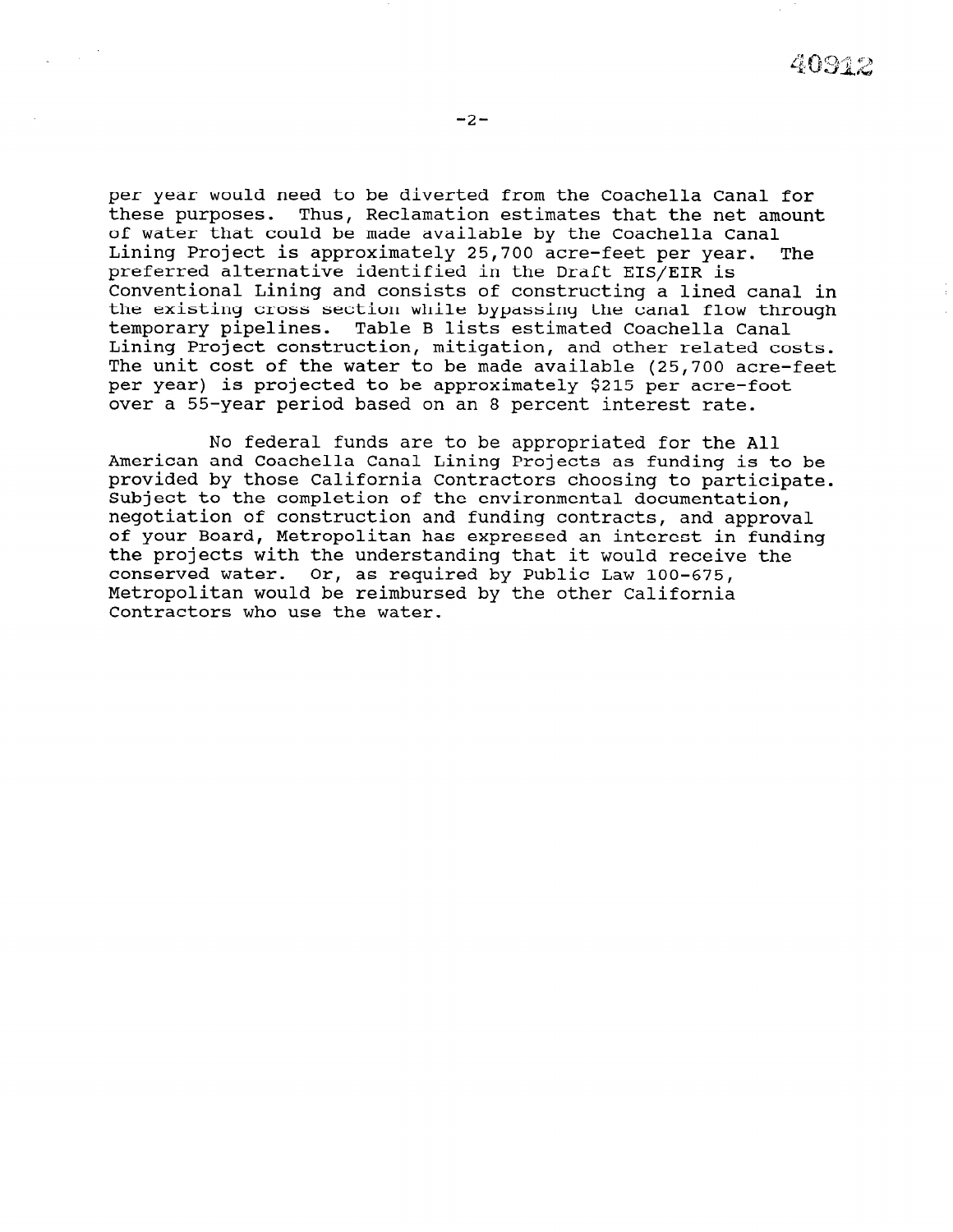per year would need to be diverted from the Coachella Canal for these purposes. Thus, Reclamation estimates that the net amount of water that could be made available by the Coachella Canal Lining Project is approximately 25,700 acre-feet per year. The preferred alternative identified in the Draft EIS/EIR is Conventional Lining and consists of constructing a lined canal in the existing cross section while bypassing the canal flow through temporary pipelines. Table B lists estimated Coachella Canal Lining Project construction, mitigation, and other related costs. The unit cost of the water to be made available (25,700 acre-feet per year) is projected to be approximately $215 per acre-foot over a 55-year period based on an 8 percent interest rate.

No federal funds are to be appropriated for the All American and Coachella Canal Lining Projects as funding is to be provided by those California Contractors choosing to participate. Subject to the completion of the environmental documentation, negotiation of construction and funding contracts, and approval of your Board, Metropolitan has expressed an interest in funding the projects with the understanding that it would receive the conserved water. Or, as required by Public Law 100-675, Metropolitan would be reimbursed by the other California Contractors who use the water.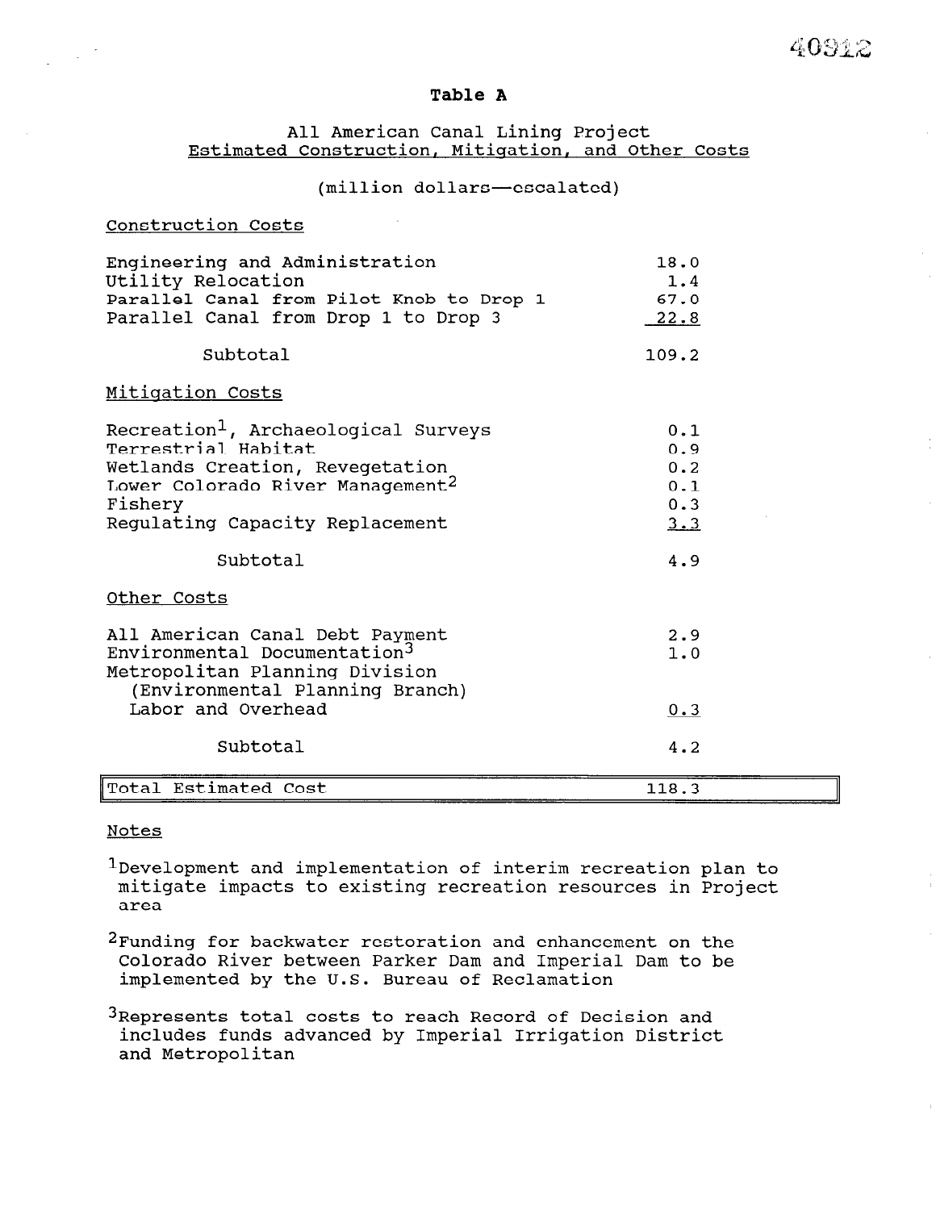# Table A

## All American Canal Lining Project
### Estimated Construction, Mitigation, and Other Costs

(million dollars—escalated)

| Item | Cost |
|---|---|
| **Construction Costs** | |
| Engineering and Administration | 18.0 |
| Utility Relocation | 1.4 |
| Parallel Canal from Pilot Knob to Drop 1 | 67.0 |
| Parallel Canal from Drop 1 to Drop 3 | 22.8 |
| Subtotal | 109.2 |
| **Mitigation Costs** | |
| Recreation[1], Archaeological Surveys | 0.1 |
| Terrestrial Habitat | 0.9 |
| Wetlands Creation, Revegetation | 0.2 |
| Lower Colorado River Management[2] | 0.1 |
| Fishery | 0.3 |
| Regulating Capacity Replacement | 3.3 |
| Subtotal | 4.9 |
| **Other Costs** | |
| All American Canal Debt Payment | 2.9 |
| Environmental Documentation[3] | 1.0 |
| Metropolitan Planning Division (Environmental Planning Branch) Labor and Overhead | 0.3 |
| Subtotal | 4.2 |
| **Total Estimated Cost** | **118.3** |

## Notes

[1]Development and implementation of interim recreation plan to mitigate impacts to existing recreation resources in Project area

[2]Funding for backwater restoration and enhancement on the Colorado River between Parker Dam and Imperial Dam to be implemented by the U.S. Bureau of Reclamation

[3]Represents total costs to reach Record of Decision and includes funds advanced by Imperial Irrigation District and Metropolitan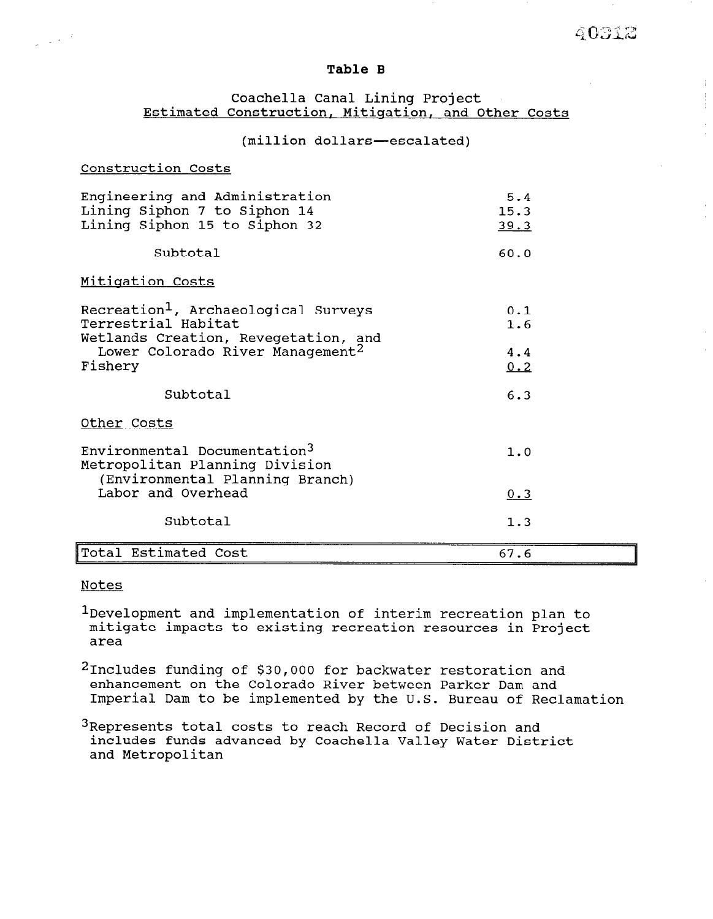## Table B

Coachella Canal Lining Project
Estimated Construction, Mitigation, and Other Costs

(million dollars—escalated)

| | |
|---|---|
| **Construction Costs** | |
| Engineering and Administration | 5.4 |
| Lining Siphon 7 to Siphon 14 | 15.3 |
| Lining Siphon 15 to Siphon 32 | 39.3 |
| Subtotal | 60.0 |
| **Mitigation Costs** | |
| Recreation[1], Archaeological Surveys | 0.1 |
| Terrestrial Habitat | 1.6 |
| Wetlands Creation, Revegetation, and Lower Colorado River Management[2] | 4.4 |
| Fishery | 0.2 |
| Subtotal | 6.3 |
| **Other Costs** | |
| Environmental Documentation[3] | 1.0 |
| Metropolitan Planning Division (Environmental Planning Branch) Labor and Overhead | 0.3 |
| Subtotal | 1.3 |
| Total Estimated Cost | 67.6 |

Notes

[1]Development and implementation of interim recreation plan to mitigate impacts to existing recreation resources in Project area

[2]Includes funding of $30,000 for backwater restoration and enhancement on the Colorado River between Parker Dam and Imperial Dam to be implemented by the U.S. Bureau of Reclamation

[3]Represents total costs to reach Record of Decision and includes funds advanced by Coachella Valley Water District and Metropolitan